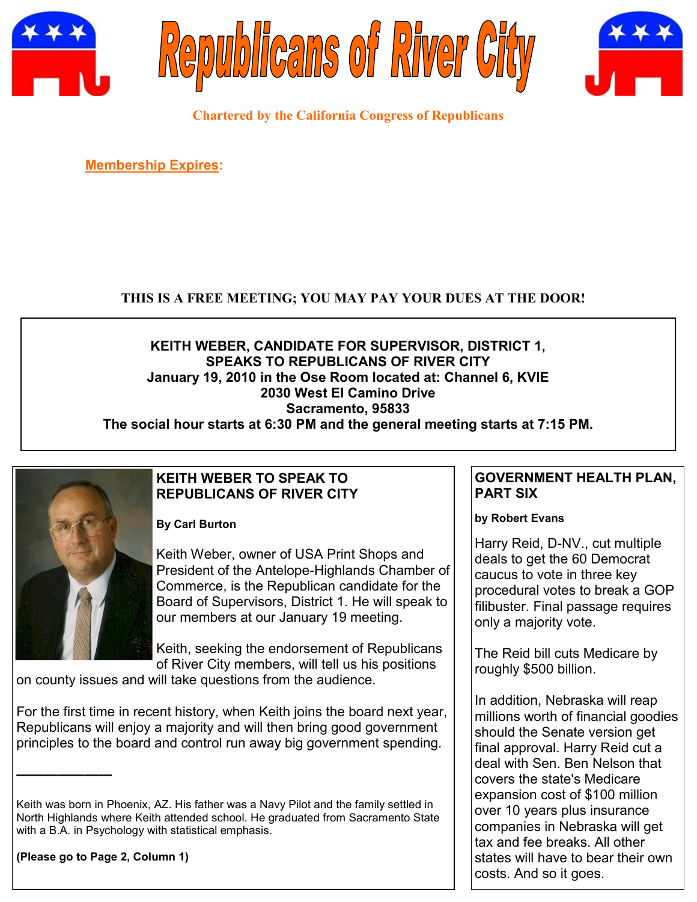# Republicans of River City

**Chartered by the California Congress of Republicans**

**Membership Expires:**

**THIS IS A FREE MEETING; YOU MAY PAY YOUR DUES AT THE DOOR!**

**KEITH WEBER, CANDIDATE FOR SUPERVISOR, DISTRICT 1, SPEAKS TO REPUBLICANS OF RIVER CITY**
**January 19, 2010 in the Ose Room located at: Channel 6, KVIE**
**2030 West El Camino Drive**
**Sacramento, 95833**
**The social hour starts at 6:30 PM and the general meeting starts at 7:15 PM.**

## KEITH WEBER TO SPEAK TO REPUBLICANS OF RIVER CITY

**By Carl Burton**

Keith Weber, owner of USA Print Shops and President of the Antelope-Highlands Chamber of Commerce, is the Republican candidate for the Board of Supervisors, District 1. He will speak to our members at our January 19 meeting.

Keith, seeking the endorsement of Republicans of River City members, will tell us his positions on county issues and will take questions from the audience.

For the first time in recent history, when Keith joins the board next year, Republicans will enjoy a majority and will then bring good government principles to the board and control run away big government spending.

---

Keith was born in Phoenix, AZ. His father was a Navy Pilot and the family settled in North Highlands where Keith attended school. He graduated from Sacramento State with a B.A. in Psychology with statistical emphasis.

**(Please go to Page 2, Column 1)**

## GOVERNMENT HEALTH PLAN, PART SIX

**by Robert Evans**

Harry Reid, D-NV., cut multiple deals to get the 60 Democrat caucus to vote in three key procedural votes to break a GOP filibuster. Final passage requires only a majority vote.

The Reid bill cuts Medicare by roughly $500 billion.

In addition, Nebraska will reap millions worth of financial goodies should the Senate version get final approval. Harry Reid cut a deal with Sen. Ben Nelson that covers the state's Medicare expansion cost of $100 million over 10 years plus insurance companies in Nebraska will get tax and fee breaks. All other states will have to bear their own costs. And so it goes.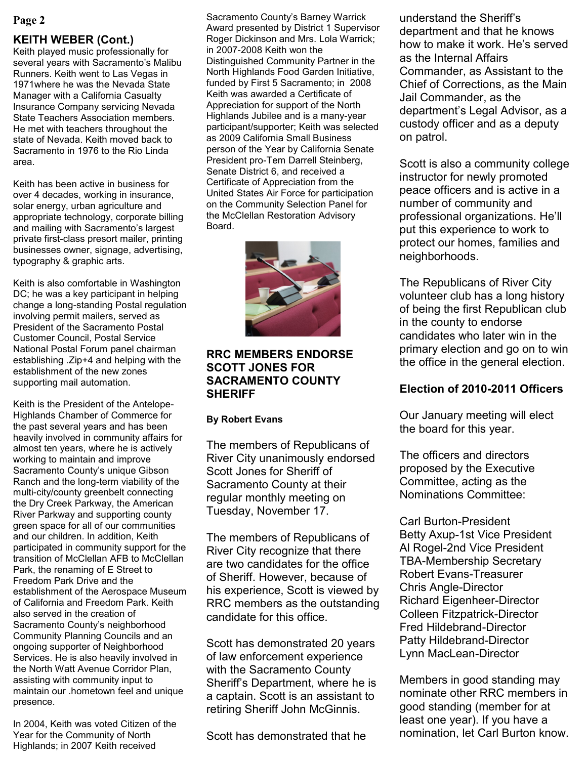## KEITH WEBER (Cont.)

Keith played music professionally for several years with Sacramento's Malibu Runners. Keith went to Las Vegas in 1971where he was the Nevada State Manager with a California Casualty Insurance Company servicing Nevada State Teachers Association members. He met with teachers throughout the state of Nevada. Keith moved back to Sacramento in 1976 to the Rio Linda area.

Keith has been active in business for over 4 decades, working in insurance, solar energy, urban agriculture and appropriate technology, corporate billing and mailing with Sacramento's largest private first-class presort mailer, printing businesses owner, signage, advertising, typography & graphic arts.

Keith is also comfortable in Washington DC; he was a key participant in helping change a long-standing Postal regulation involving permit mailers, served as President of the Sacramento Postal Customer Council, Postal Service National Postal Forum panel chairman establishing .Zip+4 and helping with the establishment of the new zones supporting mail automation.

Keith is the President of the Antelope-Highlands Chamber of Commerce for the past several years and has been heavily involved in community affairs for almost ten years, where he is actively working to maintain and improve Sacramento County's unique Gibson Ranch and the long-term viability of the multi-city/county greenbelt connecting the Dry Creek Parkway, the American River Parkway and supporting county green space for all of our communities and our children. In addition, Keith participated in community support for the transition of McClellan AFB to McClellan Park, the renaming of E Street to Freedom Park Drive and the establishment of the Aerospace Museum of California and Freedom Park. Keith also served in the creation of Sacramento County's neighborhood Community Planning Councils and an ongoing supporter of Neighborhood Services. He is also heavily involved in the North Watt Avenue Corridor Plan, assisting with community input to maintain our .hometown feel and unique presence.

In 2004, Keith was voted Citizen of the Year for the Community of North Highlands; in 2007 Keith received Sacramento County's Barney Warrick Award presented by District 1 Supervisor Roger Dickinson and Mrs. Lola Warrick; in 2007-2008 Keith won the Distinguished Community Partner in the North Highlands Food Garden Initiative, funded by First 5 Sacramento; in 2008 Keith was awarded a Certificate of Appreciation for support of the North Highlands Jubilee and is a many-year participant/supporter; Keith was selected as 2009 California Small Business person of the Year by California Senate President pro-Tem Darrell Steinberg, Senate District 6, and received a Certificate of Appreciation from the United States Air Force for participation on the Community Selection Panel for the McClellan Restoration Advisory Board.

## RRC MEMBERS ENDORSE SCOTT JONES FOR SACRAMENTO COUNTY SHERIFF

**By Robert Evans**

The members of Republicans of River City unanimously endorsed Scott Jones for Sheriff of Sacramento County at their regular monthly meeting on Tuesday, November 17.

The members of Republicans of River City recognize that there are two candidates for the office of Sheriff. However, because of his experience, Scott is viewed by RRC members as the outstanding candidate for this office.

Scott has demonstrated 20 years of law enforcement experience with the Sacramento County Sheriff's Department, where he is a captain. Scott is an assistant to retiring Sheriff John McGinnis.

Scott has demonstrated that he understand the Sheriff's department and that he knows how to make it work. He's served as the Internal Affairs Commander, as Assistant to the Chief of Corrections, as the Main Jail Commander, as the department's Legal Advisor, as a custody officer and as a deputy on patrol.

Scott is also a community college instructor for newly promoted peace officers and is active in a number of community and professional organizations. He'll put this experience to work to protect our homes, families and neighborhoods.

The Republicans of River City volunteer club has a long history of being the first Republican club in the county to endorse candidates who later win in the primary election and go on to win the office in the general election.

## Election of 2010-2011 Officers

Our January meeting will elect the board for this year.

The officers and directors proposed by the Executive Committee, acting as the Nominations Committee:

Carl Burton-President
Betty Axup-1st Vice President
Al Rogel-2nd Vice President
TBA-Membership Secretary
Robert Evans-Treasurer
Chris Angle-Director
Richard Eigenheer-Director
Colleen Fitzpatrick-Director
Fred Hildebrand-Director
Patty Hildebrand-Director
Lynn MacLean-Director

Members in good standing may nominate other RRC members in good standing (member for at least one year). If you have a nomination, let Carl Burton know.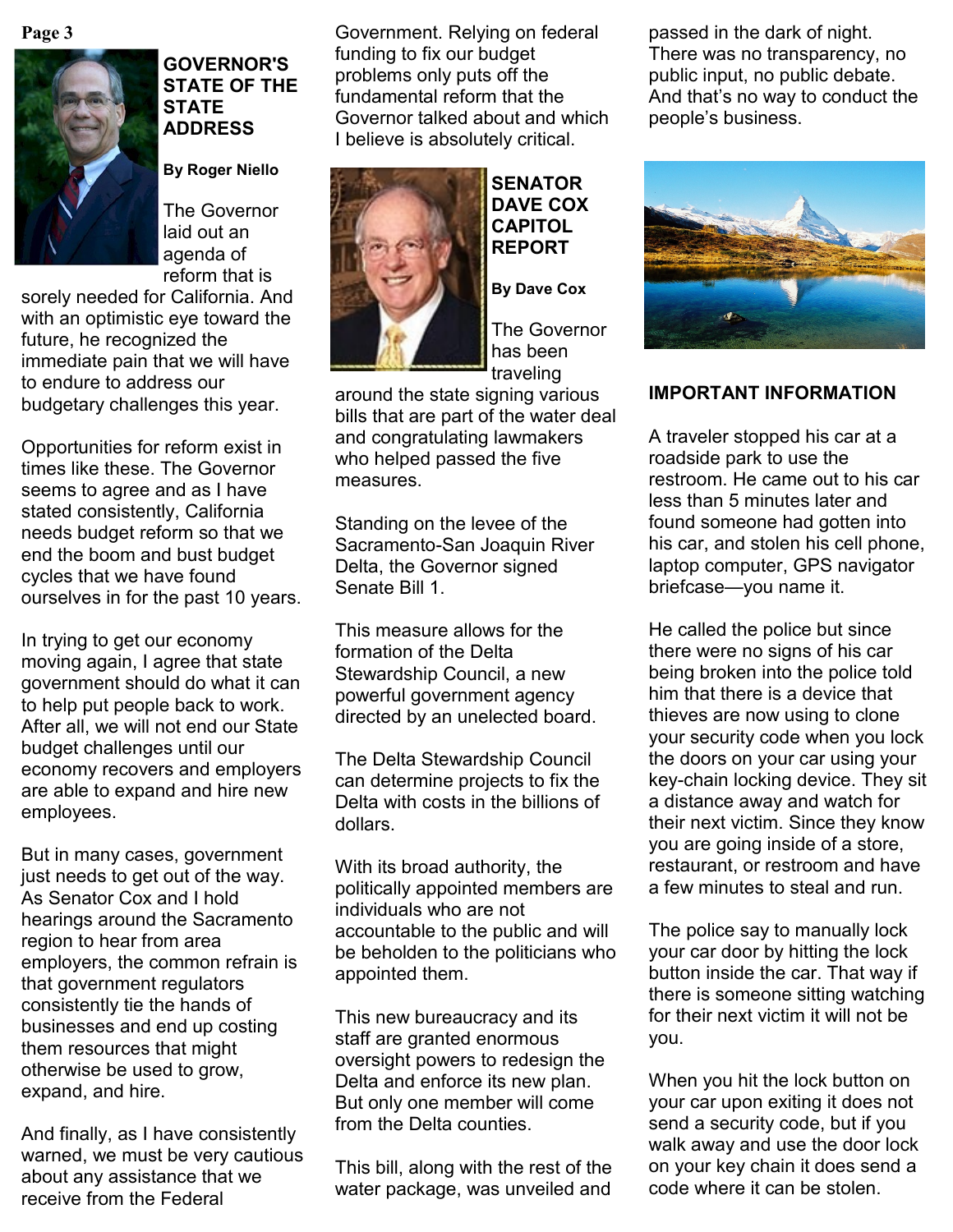## GOVERNOR'S STATE OF THE STATE ADDRESS

**By Roger Niello**

The Governor laid out an agenda of reform that is sorely needed for California. And with an optimistic eye toward the future, he recognized the immediate pain that we will have to endure to address our budgetary challenges this year.

Opportunities for reform exist in times like these. The Governor seems to agree and as I have stated consistently, California needs budget reform so that we end the boom and bust budget cycles that we have found ourselves in for the past 10 years.

In trying to get our economy moving again, I agree that state government should do what it can to help put people back to work. After all, we will not end our State budget challenges until our economy recovers and employers are able to expand and hire new employees.

But in many cases, government just needs to get out of the way. As Senator Cox and I hold hearings around the Sacramento region to hear from area employers, the common refrain is that government regulators consistently tie the hands of businesses and end up costing them resources that might otherwise be used to grow, expand, and hire.

And finally, as I have consistently warned, we must be very cautious about any assistance that we receive from the Federal Government. Relying on federal funding to fix our budget problems only puts off the fundamental reform that the Governor talked about and which I believe is absolutely critical.

## SENATOR DAVE COX CAPITOL REPORT

**By Dave Cox**

The Governor has been traveling around the state signing various bills that are part of the water deal and congratulating lawmakers who helped passed the five measures.

Standing on the levee of the Sacramento-San Joaquin River Delta, the Governor signed Senate Bill 1.

This measure allows for the formation of the Delta Stewardship Council, a new powerful government agency directed by an unelected board.

The Delta Stewardship Council can determine projects to fix the Delta with costs in the billions of dollars.

With its broad authority, the politically appointed members are individuals who are not accountable to the public and will be beholden to the politicians who appointed them.

This new bureaucracy and its staff are granted enormous oversight powers to redesign the Delta and enforce its new plan. But only one member will come from the Delta counties.

This bill, along with the rest of the water package, was unveiled and passed in the dark of night. There was no transparency, no public input, no public debate. And that's no way to conduct the people's business.

## IMPORTANT INFORMATION

A traveler stopped his car at a roadside park to use the restroom. He came out to his car less than 5 minutes later and found someone had gotten into his car, and stolen his cell phone, laptop computer, GPS navigator briefcase—you name it.

He called the police but since there were no signs of his car being broken into the police told him that there is a device that thieves are now using to clone your security code when you lock the doors on your car using your key-chain locking device. They sit a distance away and watch for their next victim. Since they know you are going inside of a store, restaurant, or restroom and have a few minutes to steal and run.

The police say to manually lock your car door by hitting the lock button inside the car. That way if there is someone sitting watching for their next victim it will not be you.

When you hit the lock button on your car upon exiting it does not send a security code, but if you walk away and use the door lock on your key chain it does send a code where it can be stolen.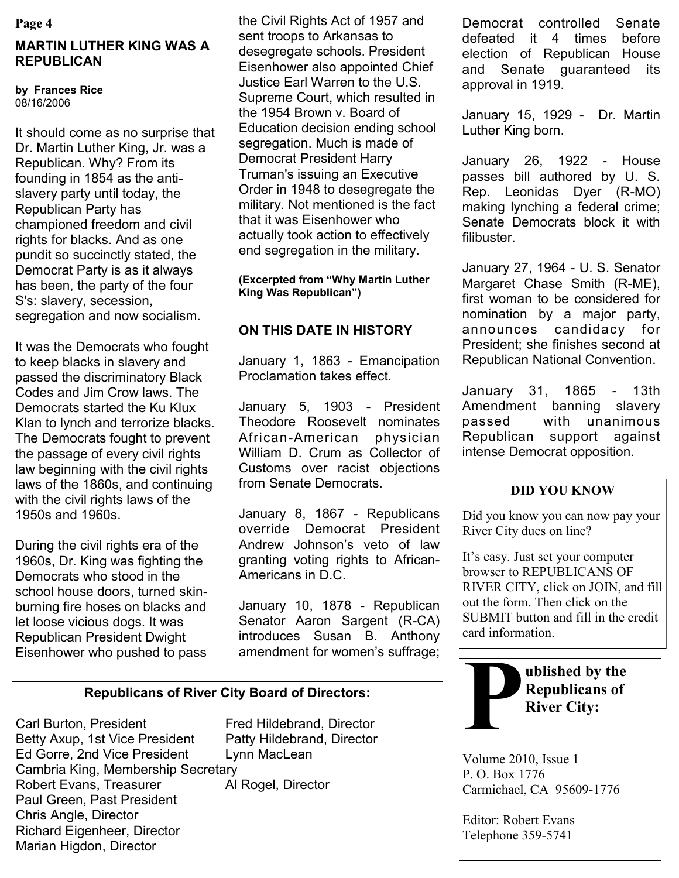## MARTIN LUTHER KING WAS A REPUBLICAN

**by Frances Rice**
08/16/2006

It should come as no surprise that Dr. Martin Luther King, Jr. was a Republican. Why? From its founding in 1854 as the anti-slavery party until today, the Republican Party has championed freedom and civil rights for blacks. And as one pundit so succinctly stated, the Democrat Party is as it always has been, the party of the four S's: slavery, secession, segregation and now socialism.

It was the Democrats who fought to keep blacks in slavery and passed the discriminatory Black Codes and Jim Crow laws. The Democrats started the Ku Klux Klan to lynch and terrorize blacks. The Democrats fought to prevent the passage of every civil rights law beginning with the civil rights laws of the 1860s, and continuing with the civil rights laws of the 1950s and 1960s.

During the civil rights era of the 1960s, Dr. King was fighting the Democrats who stood in the school house doors, turned skin-burning fire hoses on blacks and let loose vicious dogs. It was Republican President Dwight Eisenhower who pushed to pass the Civil Rights Act of 1957 and sent troops to Arkansas to desegregate schools. President Eisenhower also appointed Chief Justice Earl Warren to the U.S. Supreme Court, which resulted in the 1954 Brown v. Board of Education decision ending school segregation. Much is made of Democrat President Harry Truman's issuing an Executive Order in 1948 to desegregate the military. Not mentioned is the fact that it was Eisenhower who actually took action to effectively end segregation in the military.

**(Excerpted from "Why Martin Luther King Was Republican")**

## ON THIS DATE IN HISTORY

January 1, 1863 - Emancipation Proclamation takes effect.

January 5, 1903 - President Theodore Roosevelt nominates African-American physician William D. Crum as Collector of Customs over racist objections from Senate Democrats.

January 8, 1867 - Republicans override Democrat President Andrew Johnson's veto of law granting voting rights to African-Americans in D.C.

January 10, 1878 - Republican Senator Aaron Sargent (R-CA) introduces Susan B. Anthony amendment for women's suffrage; Democrat controlled Senate defeated it 4 times before election of Republican House and Senate guaranteed its approval in 1919.

January 15, 1929 - Dr. Martin Luther King born.

January 26, 1922 - House passes bill authored by U. S. Rep. Leonidas Dyer (R-MO) making lynching a federal crime; Senate Democrats block it with filibuster.

January 27, 1964 - U. S. Senator Margaret Chase Smith (R-ME), first woman to be considered for nomination by a major party, announces candidacy for President; she finishes second at Republican National Convention.

January 31, 1865 - 13th Amendment banning slavery passed with unanimous Republican support against intense Democrat opposition.

### DID YOU KNOW

Did you know you can now pay your River City dues on line?

It's easy. Just set your computer browser to REPUBLICANS OF RIVER CITY, click on JOIN, and fill out the form. Then click on the SUBMIT button and fill in the credit card information.

### Republicans of River City Board of Directors:

Carl Burton, President
Betty Axup, 1st Vice President
Ed Gorre, 2nd Vice President
Cambria King, Membership Secretary
Robert Evans, Treasurer
Paul Green, Past President
Chris Angle, Director
Richard Eigenheer, Director
Marian Higdon, Director
Fred Hildebrand, Director
Patty Hildebrand, Director
Lynn MacLean
Al Rogel, Director

**Published by the Republicans of River City:**

Volume 2010, Issue 1
P. O. Box 1776
Carmichael, CA 95609-1776

Editor: Robert Evans
Telephone 359-5741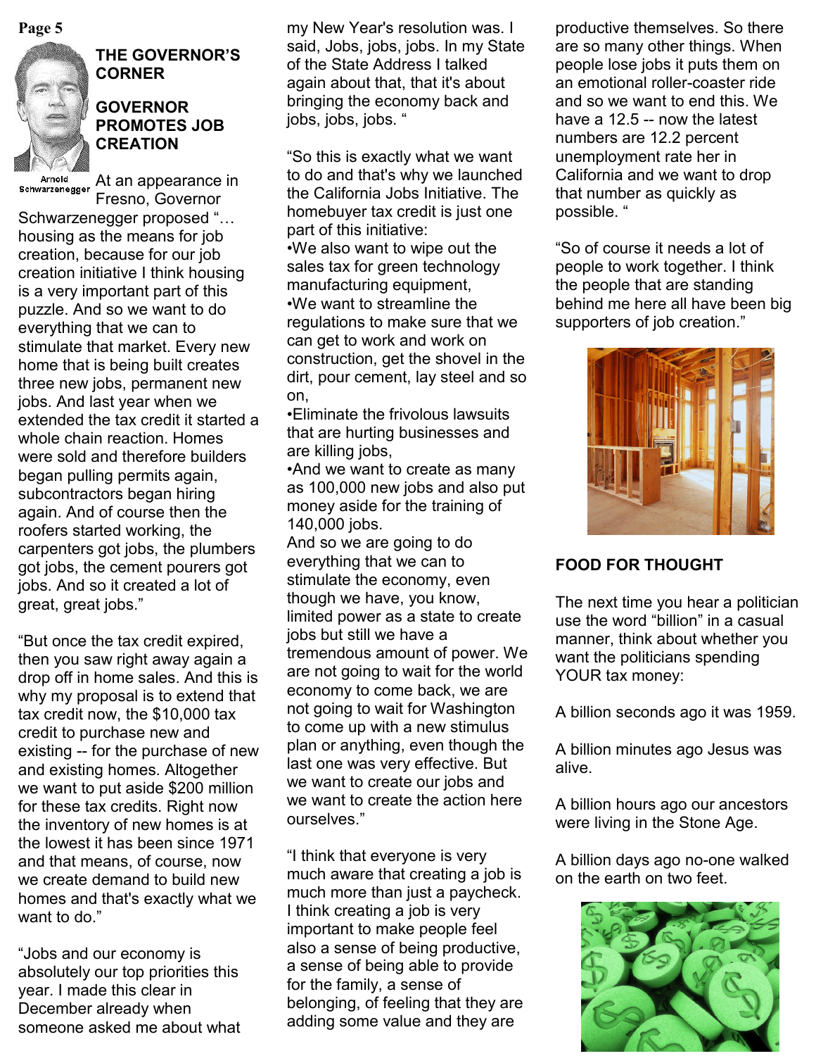## THE GOVERNOR'S CORNER

### GOVERNOR PROMOTES JOB CREATION

Arnold Schwarzenegger

At an appearance in Fresno, Governor Schwarzenegger proposed "… housing as the means for job creation, because for our job creation initiative I think housing is a very important part of this puzzle. And so we want to do everything that we can to stimulate that market. Every new home that is being built creates three new jobs, permanent new jobs. And last year when we extended the tax credit it started a whole chain reaction. Homes were sold and therefore builders began pulling permits again, subcontractors began hiring again. And of course then the roofers started working, the carpenters got jobs, the plumbers got jobs, the cement pourers got jobs. And so it created a lot of great, great jobs."

"But once the tax credit expired, then you saw right away again a drop off in home sales. And this is why my proposal is to extend that tax credit now, the $10,000 tax credit to purchase new and existing -- for the purchase of new and existing homes. Altogether we want to put aside $200 million for these tax credits. Right now the inventory of new homes is at the lowest it has been since 1971 and that means, of course, now we create demand to build new homes and that's exactly what we want to do."

"Jobs and our economy is absolutely our top priorities this year. I made this clear in December already when someone asked me about what my New Year's resolution was. I said, Jobs, jobs, jobs. In my State of the State Address I talked again about that, that it's about bringing the economy back and jobs, jobs, jobs. "

"So this is exactly what we want to do and that's why we launched the California Jobs Initiative. The homebuyer tax credit is just one part of this initiative:

- We also want to wipe out the sales tax for green technology manufacturing equipment,
- We want to streamline the regulations to make sure that we can get to work and work on construction, get the shovel in the dirt, pour cement, lay steel and so on,
- Eliminate the frivolous lawsuits that are hurting businesses and are killing jobs,
- And we want to create as many as 100,000 new jobs and also put money aside for the training of 140,000 jobs.

And so we are going to do everything that we can to stimulate the economy, even though we have, you know, limited power as a state to create jobs but still we have a tremendous amount of power. We are not going to wait for the world economy to come back, we are not going to wait for Washington to come up with a new stimulus plan or anything, even though the last one was very effective. But we want to create our jobs and we want to create the action here ourselves."

"I think that everyone is very much aware that creating a job is much more than just a paycheck. I think creating a job is very important to make people feel also a sense of being productive, a sense of being able to provide for the family, a sense of belonging, of feeling that they are adding some value and they are productive themselves. So there are so many other things. When people lose jobs it puts them on an emotional roller-coaster ride and so we want to end this. We have a 12.5 -- now the latest numbers are 12.2 percent unemployment rate her in California and we want to drop that number as quickly as possible. "

"So of course it needs a lot of people to work together. I think the people that are standing behind me here all have been big supporters of job creation."

### FOOD FOR THOUGHT

The next time you hear a politician use the word "billion" in a casual manner, think about whether you want the politicians spending YOUR tax money:

A billion seconds ago it was 1959.

A billion minutes ago Jesus was alive.

A billion hours ago our ancestors were living in the Stone Age.

A billion days ago no-one walked on the earth on two feet.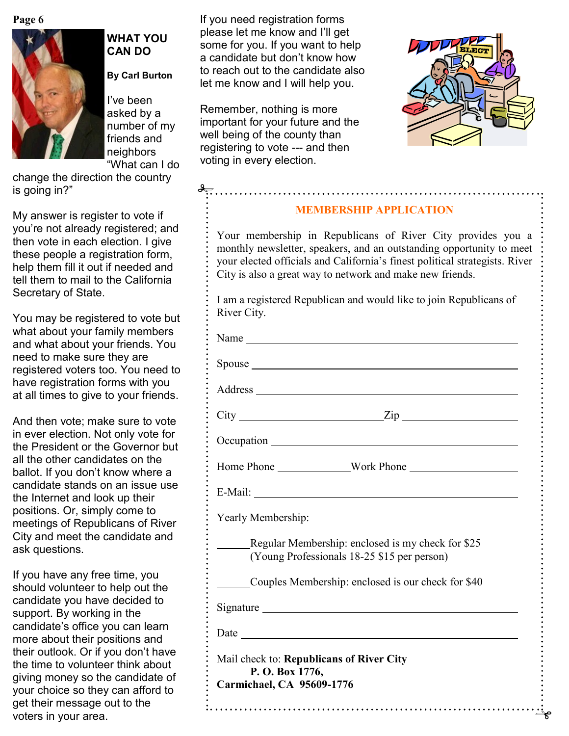## WHAT YOU CAN DO

**By Carl Burton**

I've been asked by a number of my friends and neighbors "What can I do change the direction the country is going in?"

My answer is register to vote if you're not already registered; and then vote in each election. I give these people a registration form, help them fill it out if needed and tell them to mail to the California Secretary of State.

You may be registered to vote but what about your family members and what about your friends. You need to make sure they are registered voters too. You need to have registration forms with you at all times to give to your friends.

And then vote; make sure to vote in ever election. Not only vote for the President or the Governor but all the other candidates on the ballot. If you don't know where a candidate stands on an issue use the Internet and look up their positions. Or, simply come to meetings of Republicans of River City and meet the candidate and ask questions.

If you have any free time, you should volunteer to help out the candidate you have decided to support. By working in the candidate's office you can learn more about their positions and their outlook. Or if you don't have the time to volunteer think about giving money so the candidate of your choice so they can afford to get their message out to the voters in your area.

If you need registration forms please let me know and I'll get some for you. If you want to help a candidate but don't know how to reach out to the candidate also let me know and I will help you.

Remember, nothing is more important for your future and the well being of the county than registering to vote --- and then voting in every election.

---

### MEMBERSHIP APPLICATION

Your membership in Republicans of River City provides you a monthly newsletter, speakers, and an outstanding opportunity to meet your elected officials and California's finest political strategists. River City is also a great way to network and make new friends.

I am a registered Republican and would like to join Republicans of River City.

Name ______________________________

Spouse ______________________________

Address ______________________________

City ____________________ Zip ______________

Occupation ______________________________

Home Phone ____________ Work Phone ______________

E-Mail: ______________________________

Yearly Membership:

______Regular Membership: enclosed is my check for $25
(Young Professionals 18-25 $15 per person)

______Couples Membership: enclosed is our check for $40

Signature ______________________________

Date ______________________________

Mail check to: **Republicans of River City**
**P. O. Box 1776,**
**Carmichael, CA 95609-1776**